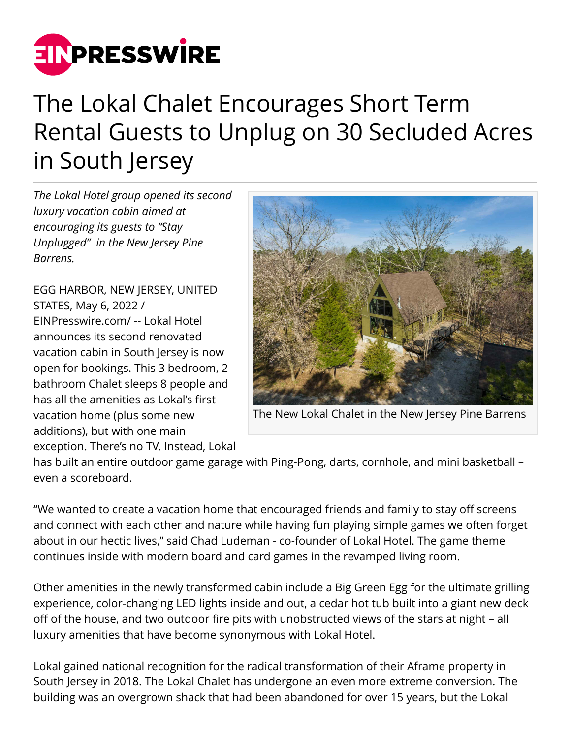# The Lokal Chalet Encourages Short Term Rental Guests to Unplug on 30 Secluded Acres in South Jersey

*The Lokal Hotel group opened its second luxury vacation cabin aimed at encouraging its guests to "Stay Unplugged" in the New Jersey Pine Barrens.*

The New Lokal Chalet in the New Jersey Pine Barrens

EGG HARBOR, NEW JERSEY, UNITED STATES, May 6, 2022 / EINPresswire.com/ -- Lokal Hotel announces its second renovated vacation cabin in South Jersey is now open for bookings. This 3 bedroom, 2 bathroom Chalet sleeps 8 people and has all the amenities as Lokal's first vacation home (plus some new additions), but with one main exception. There's no TV. Instead, Lokal has built an entire outdoor game garage with Ping-Pong, darts, cornhole, and mini basketball – even a scoreboard.

"We wanted to create a vacation home that encouraged friends and family to stay off screens and connect with each other and nature while having fun playing simple games we often forget about in our hectic lives," said Chad Ludeman - co-founder of Lokal Hotel. The game theme continues inside with modern board and card games in the revamped living room.

Other amenities in the newly transformed cabin include a Big Green Egg for the ultimate grilling experience, color-changing LED lights inside and out, a cedar hot tub built into a giant new deck off of the house, and two outdoor fire pits with unobstructed views of the stars at night – all luxury amenities that have become synonymous with Lokal Hotel.

Lokal gained national recognition for the radical transformation of their Aframe property in South Jersey in 2018. The Lokal Chalet has undergone an even more extreme conversion. The building was an overgrown shack that had been abandoned for over 15 years, but the Lokal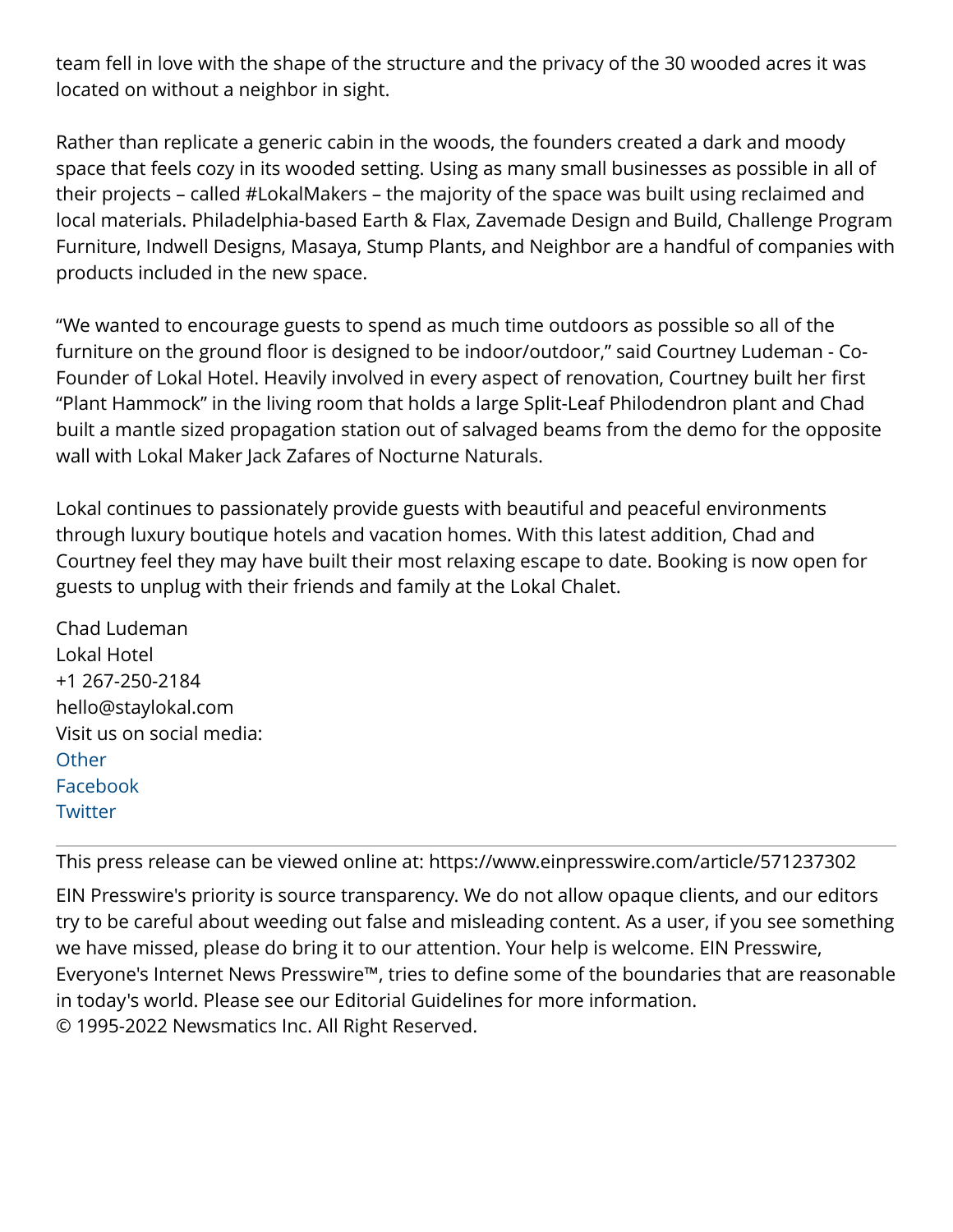team fell in love with the shape of the structure and the privacy of the 30 wooded acres it was located on without a neighbor in sight.

Rather than replicate a generic cabin in the woods, the founders created a dark and moody space that feels cozy in its wooded setting. Using as many small businesses as possible in all of their projects – called #LokalMakers – the majority of the space was built using reclaimed and local materials. Philadelphia-based Earth & Flax, Zavemade Design and Build, Challenge Program Furniture, Indwell Designs, Masaya, Stump Plants, and Neighbor are a handful of companies with products included in the new space.

“We wanted to encourage guests to spend as much time outdoors as possible so all of the furniture on the ground floor is designed to be indoor/outdoor,” said Courtney Ludeman - Co-Founder of Lokal Hotel. Heavily involved in every aspect of renovation, Courtney built her first “Plant Hammock” in the living room that holds a large Split-Leaf Philodendron plant and Chad built a mantle sized propagation station out of salvaged beams from the demo for the opposite wall with Lokal Maker Jack Zafares of Nocturne Naturals.

Lokal continues to passionately provide guests with beautiful and peaceful environments through luxury boutique hotels and vacation homes. With this latest addition, Chad and Courtney feel they may have built their most relaxing escape to date. Booking is now open for guests to unplug with their friends and family at the Lokal Chalet.

Chad Ludeman
Lokal Hotel
+1 267-250-2184
hello@staylokal.com
Visit us on social media:
Other
Facebook
Twitter

---

This press release can be viewed online at: https://www.einpresswire.com/article/571237302

EIN Presswire's priority is source transparency. We do not allow opaque clients, and our editors try to be careful about weeding out false and misleading content. As a user, if you see something we have missed, please do bring it to our attention. Your help is welcome. EIN Presswire, Everyone's Internet News Presswire™, tries to define some of the boundaries that are reasonable in today's world. Please see our Editorial Guidelines for more information.
© 1995-2022 Newsmatics Inc. All Right Reserved.